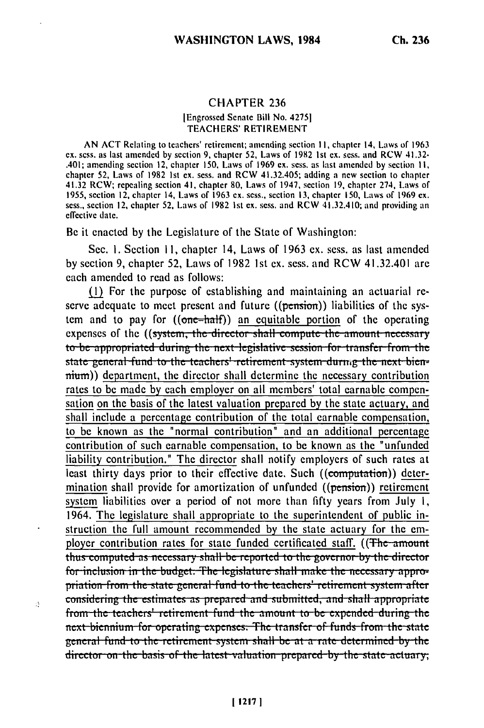## CHAPTER 236

[Engrossed Senate Bill No. 4275]

TEACHERS' RETIREMENT

AN ACT Relating to teachers' retirement; amending section 11, chapter 14, Laws of 1963 ex. sess. as last amended by section 9, chapter 52, Laws of 1982 1st ex. sess. and RCW 41.32-.401; amending section 12, chapter 150, Laws of 1969 ex. sess. as last amended by section 11, chapter 52, Laws of 1982 1st ex. sess. and RCW 41.32.405; adding a new section to chapter 41.32 RCW; repealing section 41, chapter 80, Laws of 1947, section 19, chapter 274, Laws of 1955, section 12, chapter 14, Laws of 1963 ex. sess., section 13, chapter 150, Laws of 1969 ex. sess., section 12, chapter 52, Laws of 1982 1st ex. sess. and RCW 41.32.410; and providing an effective date.

Be it enacted by the Legislature of the State of Washington:

Sec. 1. Section 11, chapter 14, Laws of 1963 ex. sess. as last amended by section 9, chapter 52, Laws of 1982 1st ex. sess. and RCW 41.32.401 are each amended to read as follows:

(1) For the purpose of establishing and maintaining an actuarial reserve adequate to meet present and future ((~~pension~~)) liabilities of the system and to pay for ((~~one-half~~)) an equitable portion of the operating expenses of the ((~~system, the director shall compute the amount necessary to be appropriated during the next legislative session for transfer from the state general fund to the teachers' retirement system during the next biennium~~)) department, the director shall determine the necessary contribution rates to be made by each employer on all members' total earnable compensation on the basis of the latest valuation prepared by the state actuary, and shall include a percentage contribution of the total earnable compensation, to be known as the "normal contribution" and an additional percentage contribution of such earnable compensation, to be known as the "unfunded liability contribution." The director shall notify employers of such rates at least thirty days prior to their effective date. Such ((~~computation~~)) determination shall provide for amortization of unfunded ((~~pension~~)) retirement system liabilities over a period of not more than fifty years from July 1, 1964. The legislature shall appropriate to the superintendent of public instruction the full amount recommended by the state actuary for the employer contribution rates for state funded certificated staff. ((~~The amount thus computed as necessary shall be reported to the governor by the director for inclusion in the budget. The legislature shall make the necessary appropriation from the state general fund to the teachers' retirement system after considering the estimates as prepared and submitted, and shall appropriate from the teachers' retirement fund the amount to be expended during the next biennium for operating expenses. The transfer of funds from the state general fund to the retirement system shall be at a rate determined by the director on the basis of the latest valuation prepared by the state actuary;~~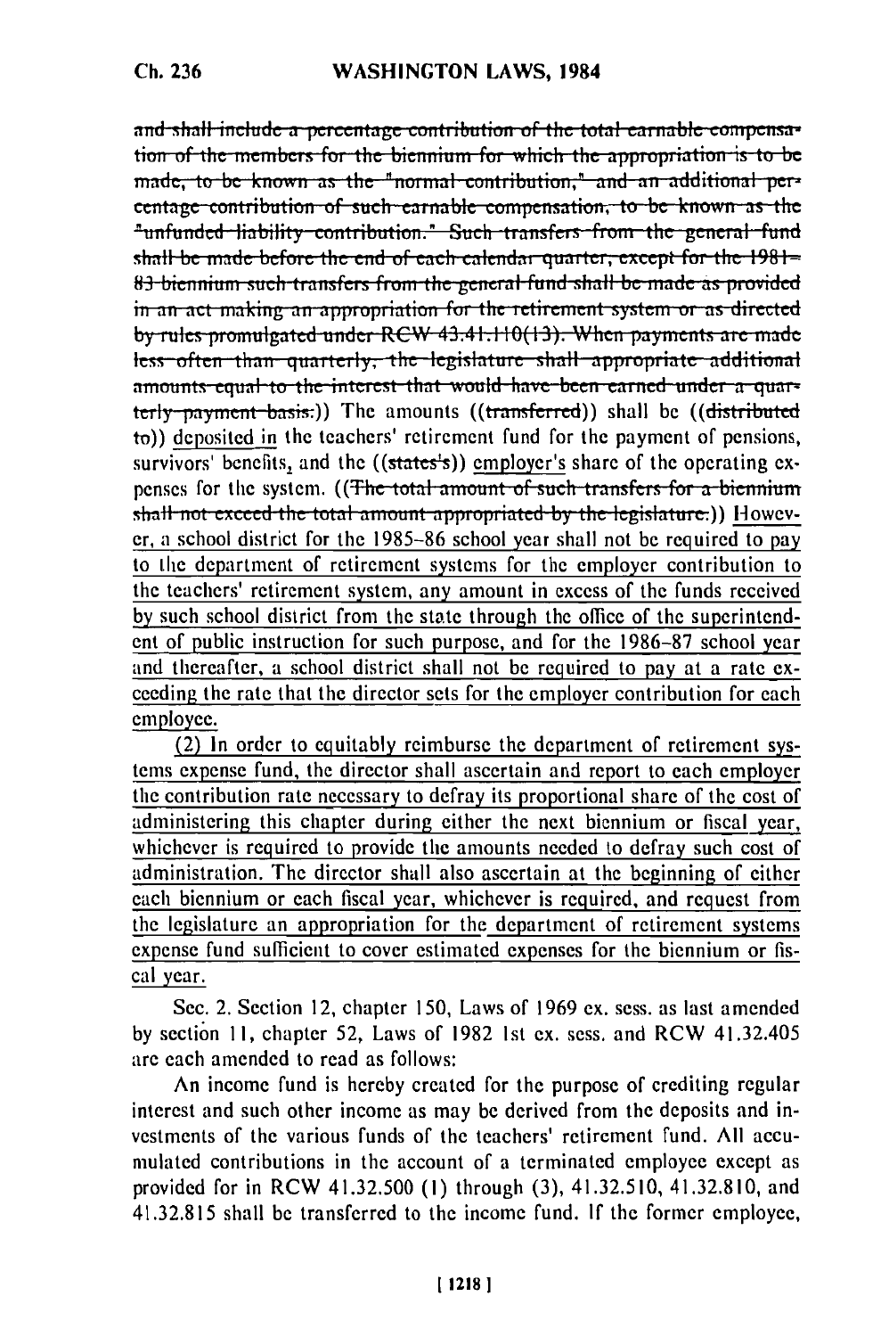~~and shall include a percentage contribution of the total earnable compensation of the members for the biennium for which the appropriation is to be made, to be known as the "normal contribution," and an additional percentage contribution of such earnable compensation, to be known as the "unfunded liability contribution." Such transfers from the general fund shall be made before the end of each calendar quarter, except for the 1981–83 biennium such transfers from the general fund shall be made as provided in an act making an appropriation for the retirement system or as directed by rules promulgated under RCW 43.41.110(13). When payments are made less often than quarterly, the legislature shall appropriate additional amounts equal to the interest that would have been earned under a quarterly payment basis.~~)) The amounts ((~~transferred~~)) shall be ((~~distributed to~~)) deposited in the teachers' retirement fund for the payment of pensions, survivors' benefits, and the ((~~states's~~)) employer's share of the operating expenses for the system. ((~~The total amount of such transfers for a biennium shall not exceed the total amount appropriated by the legislature.~~)) However, a school district for the 1985–86 school year shall not be required to pay to the department of retirement systems for the employer contribution to the teachers' retirement system, any amount in excess of the funds received by such school district from the state through the office of the superintendent of public instruction for such purpose, and for the 1986–87 school year and thereafter, a school district shall not be required to pay at a rate exceeding the rate that the director sets for the employer contribution for each employee.

(2) In order to equitably reimburse the department of retirement systems expense fund, the director shall ascertain and report to each employer the contribution rate necessary to defray its proportional share of the cost of administering this chapter during either the next biennium or fiscal year, whichever is required to provide the amounts needed to defray such cost of administration. The director shall also ascertain at the beginning of either each biennium or each fiscal year, whichever is required, and request from the legislature an appropriation for the department of retirement systems expense fund sufficient to cover estimated expenses for the biennium or fiscal year.

Sec. 2. Section 12, chapter 150, Laws of 1969 ex. sess. as last amended by section 11, chapter 52, Laws of 1982 1st ex. sess. and RCW 41.32.405 are each amended to read as follows:

An income fund is hereby created for the purpose of crediting regular interest and such other income as may be derived from the deposits and investments of the various funds of the teachers' retirement fund. All accumulated contributions in the account of a terminated employee except as provided for in RCW 41.32.500 (1) through (3), 41.32.510, 41.32.810, and 41.32.815 shall be transferred to the income fund. If the former employee,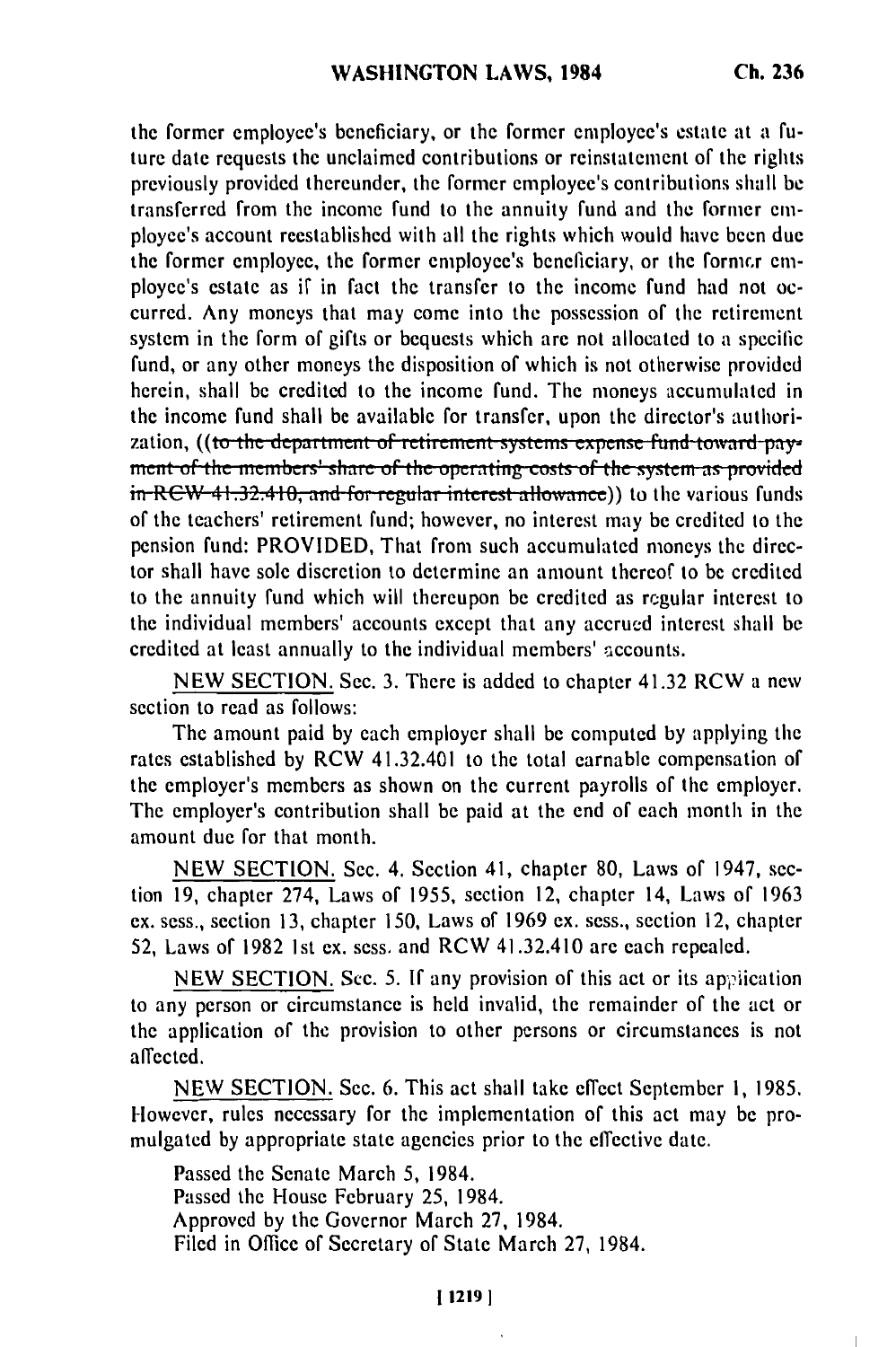the former employee's beneficiary, or the former employee's estate at a future date requests the unclaimed contributions or reinstatement of the rights previously provided thereunder, the former employee's contributions shall be transferred from the income fund to the annuity fund and the former employee's account reestablished with all the rights which would have been due the former employee, the former employee's beneficiary, or the former employee's estate as if in fact the transfer to the income fund had not occurred. Any moneys that may come into the possession of the retirement system in the form of gifts or bequests which are not allocated to a specific fund, or any other moneys the disposition of which is not otherwise provided herein, shall be credited to the income fund. The moneys accumulated in the income fund shall be available for transfer, upon the director's authorization, ((~~to the department of retirement systems expense fund toward payment of the members' share of the operating costs of the system as provided in RCW 41.32.410, and for regular interest allowance~~)) to the various funds of the teachers' retirement fund; however, no interest may be credited to the pension fund: PROVIDED, That from such accumulated moneys the director shall have sole discretion to determine an amount thereof to be credited to the annuity fund which will thereupon be credited as regular interest to the individual members' accounts except that any accrued interest shall be credited at least annually to the individual members' accounts.

NEW SECTION. Sec. 3. There is added to chapter 41.32 RCW a new section to read as follows:

The amount paid by each employer shall be computed by applying the rates established by RCW 41.32.401 to the total earnable compensation of the employer's members as shown on the current payrolls of the employer. The employer's contribution shall be paid at the end of each month in the amount due for that month.

NEW SECTION. Sec. 4. Section 41, chapter 80, Laws of 1947, section 19, chapter 274, Laws of 1955, section 12, chapter 14, Laws of 1963 ex. sess., section 13, chapter 150, Laws of 1969 ex. sess., section 12, chapter 52, Laws of 1982 1st ex. sess. and RCW 41.32.410 are each repealed.

NEW SECTION. Sec. 5. If any provision of this act or its application to any person or circumstance is held invalid, the remainder of the act or the application of the provision to other persons or circumstances is not affected.

NEW SECTION. Sec. 6. This act shall take effect September 1, 1985. However, rules necessary for the implementation of this act may be promulgated by appropriate state agencies prior to the effective date.

Passed the Senate March 5, 1984.
Passed the House February 25, 1984.
Approved by the Governor March 27, 1984.
Filed in Office of Secretary of State March 27, 1984.